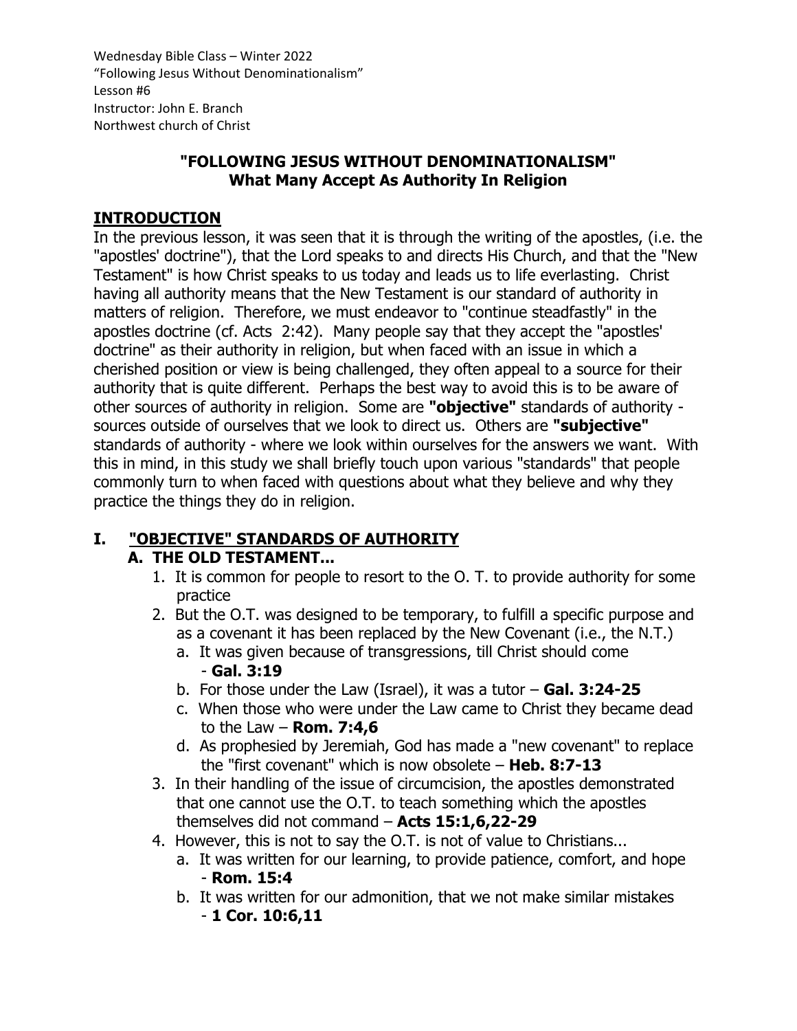Wednesday Bible Class – Winter 2022
"Following Jesus Without Denominationalism"
Lesson #6
Instructor: John E. Branch
Northwest church of Christ

## "FOLLOWING JESUS WITHOUT DENOMINATIONALISM"
## What Many Accept As Authority In Religion

## INTRODUCTION

In the previous lesson, it was seen that it is through the writing of the apostles, (i.e. the "apostles' doctrine"), that the Lord speaks to and directs His Church, and that the "New Testament" is how Christ speaks to us today and leads us to life everlasting. Christ having all authority means that the New Testament is our standard of authority in matters of religion. Therefore, we must endeavor to "continue steadfastly" in the apostles doctrine (cf. Acts 2:42). Many people say that they accept the "apostles' doctrine" as their authority in religion, but when faced with an issue in which a cherished position or view is being challenged, they often appeal to a source for their authority that is quite different. Perhaps the best way to avoid this is to be aware of other sources of authority in religion. Some are **"objective"** standards of authority - sources outside of ourselves that we look to direct us. Others are **"subjective"** standards of authority - where we look within ourselves for the answers we want. With this in mind, in this study we shall briefly touch upon various "standards" that people commonly turn to when faced with questions about what they believe and why they practice the things they do in religion.

## I. "OBJECTIVE" STANDARDS OF AUTHORITY

### A. THE OLD TESTAMENT...

1. It is common for people to resort to the O. T. to provide authority for some practice
2. But the O.T. was designed to be temporary, to fulfill a specific purpose and as a covenant it has been replaced by the New Covenant (i.e., the N.T.)
   a. It was given because of transgressions, till Christ should come - **Gal. 3:19**
   b. For those under the Law (Israel), it was a tutor – **Gal. 3:24-25**
   c. When those who were under the Law came to Christ they became dead to the Law – **Rom. 7:4,6**
   d. As prophesied by Jeremiah, God has made a "new covenant" to replace the "first covenant" which is now obsolete – **Heb. 8:7-13**
3. In their handling of the issue of circumcision, the apostles demonstrated that one cannot use the O.T. to teach something which the apostles themselves did not command – **Acts 15:1,6,22-29**
4. However, this is not to say the O.T. is not of value to Christians...
   a. It was written for our learning, to provide patience, comfort, and hope - **Rom. 15:4**
   b. It was written for our admonition, that we not make similar mistakes - **1 Cor. 10:6,11**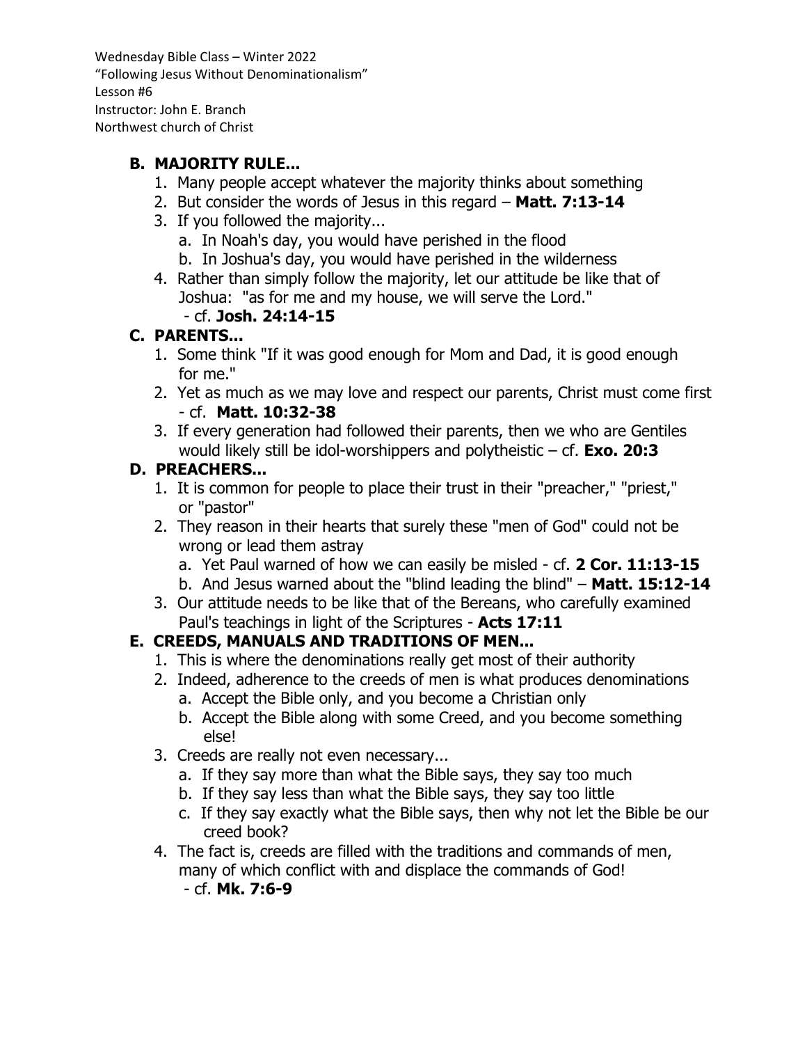Wednesday Bible Class – Winter 2022
"Following Jesus Without Denominationalism"
Lesson #6
Instructor: John E. Branch
Northwest church of Christ

### B. MAJORITY RULE...

1. Many people accept whatever the majority thinks about something
2. But consider the words of Jesus in this regard – **Matt. 7:13-14**
3. If you followed the majority...
   a. In Noah's day, you would have perished in the flood
   b. In Joshua's day, you would have perished in the wilderness
4. Rather than simply follow the majority, let our attitude be like that of Joshua: "as for me and my house, we will serve the Lord."
   - cf. **Josh. 24:14-15**

### C. PARENTS...

1. Some think "If it was good enough for Mom and Dad, it is good enough for me."
2. Yet as much as we may love and respect our parents, Christ must come first - cf. **Matt. 10:32-38**
3. If every generation had followed their parents, then we who are Gentiles would likely still be idol-worshippers and polytheistic – cf. **Exo. 20:3**

### D. PREACHERS...

1. It is common for people to place their trust in their "preacher," "priest," or "pastor"
2. They reason in their hearts that surely these "men of God" could not be wrong or lead them astray
   a. Yet Paul warned of how we can easily be misled - cf. **2 Cor. 11:13-15**
   b. And Jesus warned about the "blind leading the blind" – **Matt. 15:12-14**
3. Our attitude needs to be like that of the Bereans, who carefully examined Paul's teachings in light of the Scriptures - **Acts 17:11**

### E. CREEDS, MANUALS AND TRADITIONS OF MEN...

1. This is where the denominations really get most of their authority
2. Indeed, adherence to the creeds of men is what produces denominations
   a. Accept the Bible only, and you become a Christian only
   b. Accept the Bible along with some Creed, and you become something else!
3. Creeds are really not even necessary...
   a. If they say more than what the Bible says, they say too much
   b. If they say less than what the Bible says, they say too little
   c. If they say exactly what the Bible says, then why not let the Bible be our creed book?
4. The fact is, creeds are filled with the traditions and commands of men, many of which conflict with and displace the commands of God!
   - cf. **Mk. 7:6-9**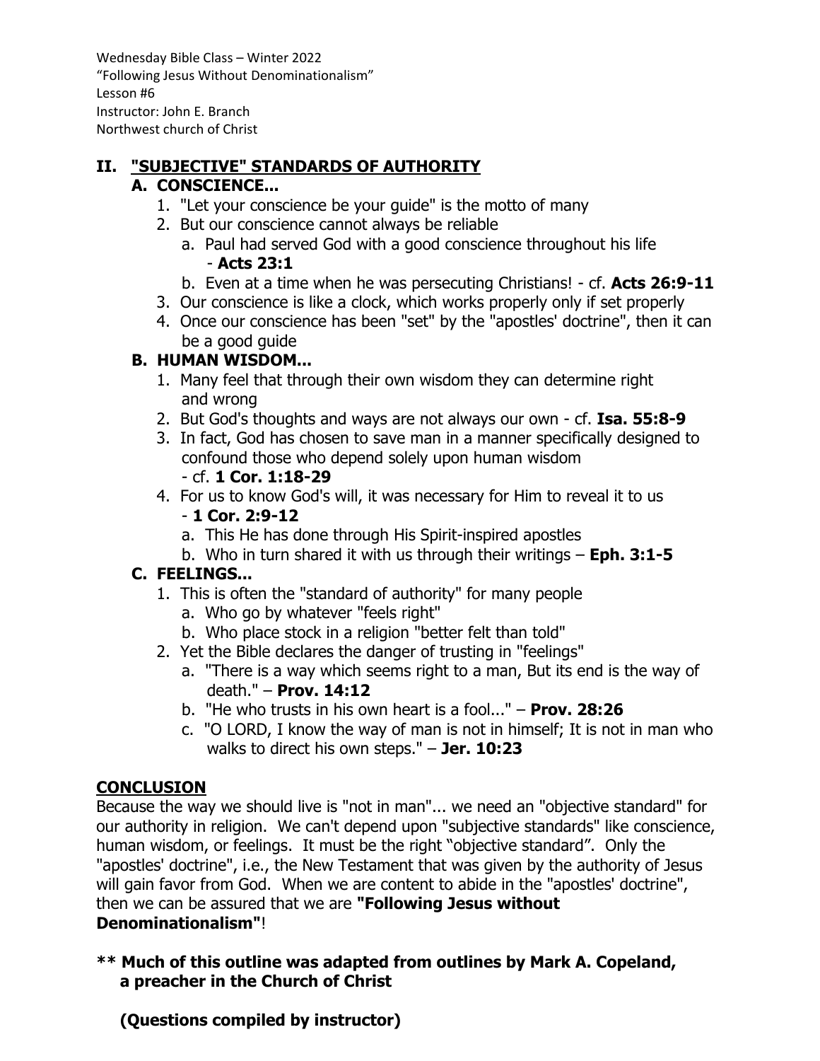Wednesday Bible Class – Winter 2022
"Following Jesus Without Denominationalism"
Lesson #6
Instructor: John E. Branch
Northwest church of Christ

## II. "SUBJECTIVE" STANDARDS OF AUTHORITY

### A. CONSCIENCE...

1. "Let your conscience be your guide" is the motto of many
2. But our conscience cannot always be reliable
   a. Paul had served God with a good conscience throughout his life - **Acts 23:1**
   b. Even at a time when he was persecuting Christians! - cf. **Acts 26:9-11**
3. Our conscience is like a clock, which works properly only if set properly
4. Once our conscience has been "set" by the "apostles' doctrine", then it can be a good guide

### B. HUMAN WISDOM...

1. Many feel that through their own wisdom they can determine right and wrong
2. But God's thoughts and ways are not always our own - cf. **Isa. 55:8-9**
3. In fact, God has chosen to save man in a manner specifically designed to confound those who depend solely upon human wisdom - cf. **1 Cor. 1:18-29**
4. For us to know God's will, it was necessary for Him to reveal it to us - **1 Cor. 2:9-12**
   a. This He has done through His Spirit-inspired apostles
   b. Who in turn shared it with us through their writings – **Eph. 3:1-5**

### C. FEELINGS...

1. This is often the "standard of authority" for many people
   a. Who go by whatever "feels right"
   b. Who place stock in a religion "better felt than told"
2. Yet the Bible declares the danger of trusting in "feelings"
   a. "There is a way which seems right to a man, But its end is the way of death." – **Prov. 14:12**
   b. "He who trusts in his own heart is a fool..." – **Prov. 28:26**
   c. "O LORD, I know the way of man is not in himself; It is not in man who walks to direct his own steps." – **Jer. 10:23**

## CONCLUSION

Because the way we should live is "not in man"... we need an "objective standard" for our authority in religion. We can't depend upon "subjective standards" like conscience, human wisdom, or feelings. It must be the right "objective standard". Only the "apostles' doctrine", i.e., the New Testament that was given by the authority of Jesus will gain favor from God. When we are content to abide in the "apostles' doctrine", then we can be assured that we are **"Following Jesus without Denominationalism"**!

**** Much of this outline was adapted from outlines by Mark A. Copeland, a preacher in the Church of Christ**

**(Questions compiled by instructor)**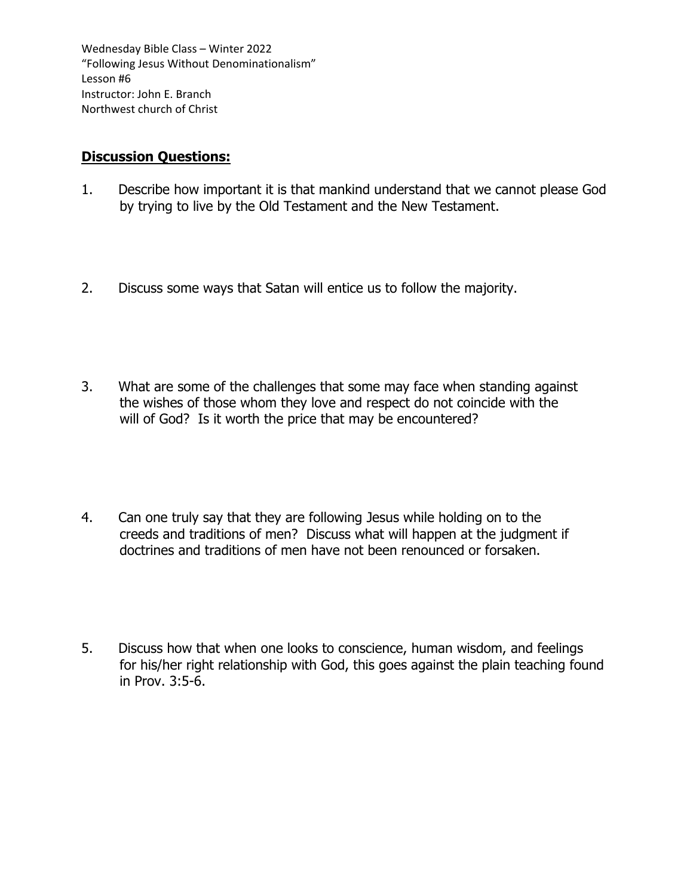Wednesday Bible Class – Winter 2022
"Following Jesus Without Denominationalism"
Lesson #6
Instructor: John E. Branch
Northwest church of Christ

## **Discussion Questions:**

1. Describe how important it is that mankind understand that we cannot please God by trying to live by the Old Testament and the New Testament.

2. Discuss some ways that Satan will entice us to follow the majority.

3. What are some of the challenges that some may face when standing against the wishes of those whom they love and respect do not coincide with the will of God? Is it worth the price that may be encountered?

4. Can one truly say that they are following Jesus while holding on to the creeds and traditions of men? Discuss what will happen at the judgment if doctrines and traditions of men have not been renounced or forsaken.

5. Discuss how that when one looks to conscience, human wisdom, and feelings for his/her right relationship with God, this goes against the plain teaching found in Prov. 3:5-6.